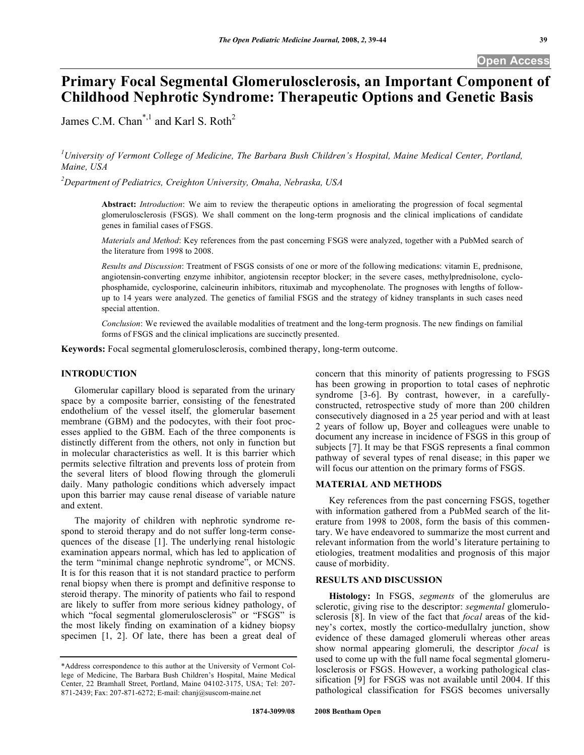# Primary Focal Segmental Glomerulosclerosis, an Important Component of Childhood Nephrotic Syndrome: Therapeutic Options and Genetic Basis

James C.M. Chan[*,1] and Karl S. Roth[2]

[1]*University of Vermont College of Medicine, The Barbara Bush Children's Hospital, Maine Medical Center, Portland, Maine, USA*

[2]*Department of Pediatrics, Creighton University, Omaha, Nebraska, USA*

**Abstract:** *Introduction*: We aim to review the therapeutic options in ameliorating the progression of focal segmental glomerulosclerosis (FSGS). We shall comment on the long-term prognosis and the clinical implications of candidate genes in familial cases of FSGS.

*Materials and Method*: Key references from the past concerning FSGS were analyzed, together with a PubMed search of the literature from 1998 to 2008.

*Results and Discussion*: Treatment of FSGS consists of one or more of the following medications: vitamin E, prednisone, angiotensin-converting enzyme inhibitor, angiotensin receptor blocker; in the severe cases, methylprednisolone, cyclophosphamide, cyclosporine, calcineurin inhibitors, rituximab and mycophenolate. The prognoses with lengths of follow-up to 14 years were analyzed. The genetics of familial FSGS and the strategy of kidney transplants in such cases need special attention.

*Conclusion*: We reviewed the available modalities of treatment and the long-term prognosis. The new findings on familial forms of FSGS and the clinical implications are succinctly presented.

**Keywords:** Focal segmental glomerulosclerosis, combined therapy, long-term outcome.

## INTRODUCTION

Glomerular capillary blood is separated from the urinary space by a composite barrier, consisting of the fenestrated endothelium of the vessel itself, the glomerular basement membrane (GBM) and the podocytes, with their foot processes applied to the GBM. Each of the three components is distinctly different from the others, not only in function but in molecular characteristics as well. It is this barrier which permits selective filtration and prevents loss of protein from the several liters of blood flowing through the glomeruli daily. Many pathologic conditions which adversely impact upon this barrier may cause renal disease of variable nature and extent.

The majority of children with nephrotic syndrome respond to steroid therapy and do not suffer long-term consequences of the disease [1]. The underlying renal histologic examination appears normal, which has led to application of the term "minimal change nephrotic syndrome", or MCNS. It is for this reason that it is not standard practice to perform renal biopsy when there is prompt and definitive response to steroid therapy. The minority of patients who fail to respond are likely to suffer from more serious kidney pathology, of which "focal segmental glomerulosclerosis" or "FSGS" is the most likely finding on examination of a kidney biopsy specimen [1, 2]. Of late, there has been a great deal of concern that this minority of patients progressing to FSGS has been growing in proportion to total cases of nephrotic syndrome [3-6]. By contrast, however, in a carefully-constructed, retrospective study of more than 200 children consecutively diagnosed in a 25 year period and with at least 2 years of follow up, Boyer and colleagues were unable to document any increase in incidence of FSGS in this group of subjects [7]. It may be that FSGS represents a final common pathway of several types of renal disease; in this paper we will focus our attention on the primary forms of FSGS.

## MATERIAL AND METHODS

Key references from the past concerning FSGS, together with information gathered from a PubMed search of the literature from 1998 to 2008, form the basis of this commentary. We have endeavored to summarize the most current and relevant information from the world's literature pertaining to etiologies, treatment modalities and prognosis of this major cause of morbidity.

## RESULTS AND DISCUSSION

**Histology:** In FSGS, *segments* of the glomerulus are sclerotic, giving rise to the descriptor: *segmental* glomerulosclerosis [8]. In view of the fact that *focal* areas of the kidney's cortex, mostly the cortico-medullalry junction, show evidence of these damaged glomeruli whereas other areas show normal appearing glomeruli, the descriptor *focal* is used to come up with the full name focal segmental glomerulosclerosis or FSGS. However, a working pathological classification [9] for FSGS was not available until 2004. If this pathological classification for FSGS becomes universally

*Address correspondence to this author at the University of Vermont College of Medicine, The Barbara Bush Children's Hospital, Maine Medical Center, 22 Bramhall Street, Portland, Maine 04102-3175, USA; Tel: 207-871-2439; Fax: 207-871-6272; E-mail: chanj@suscom-maine.net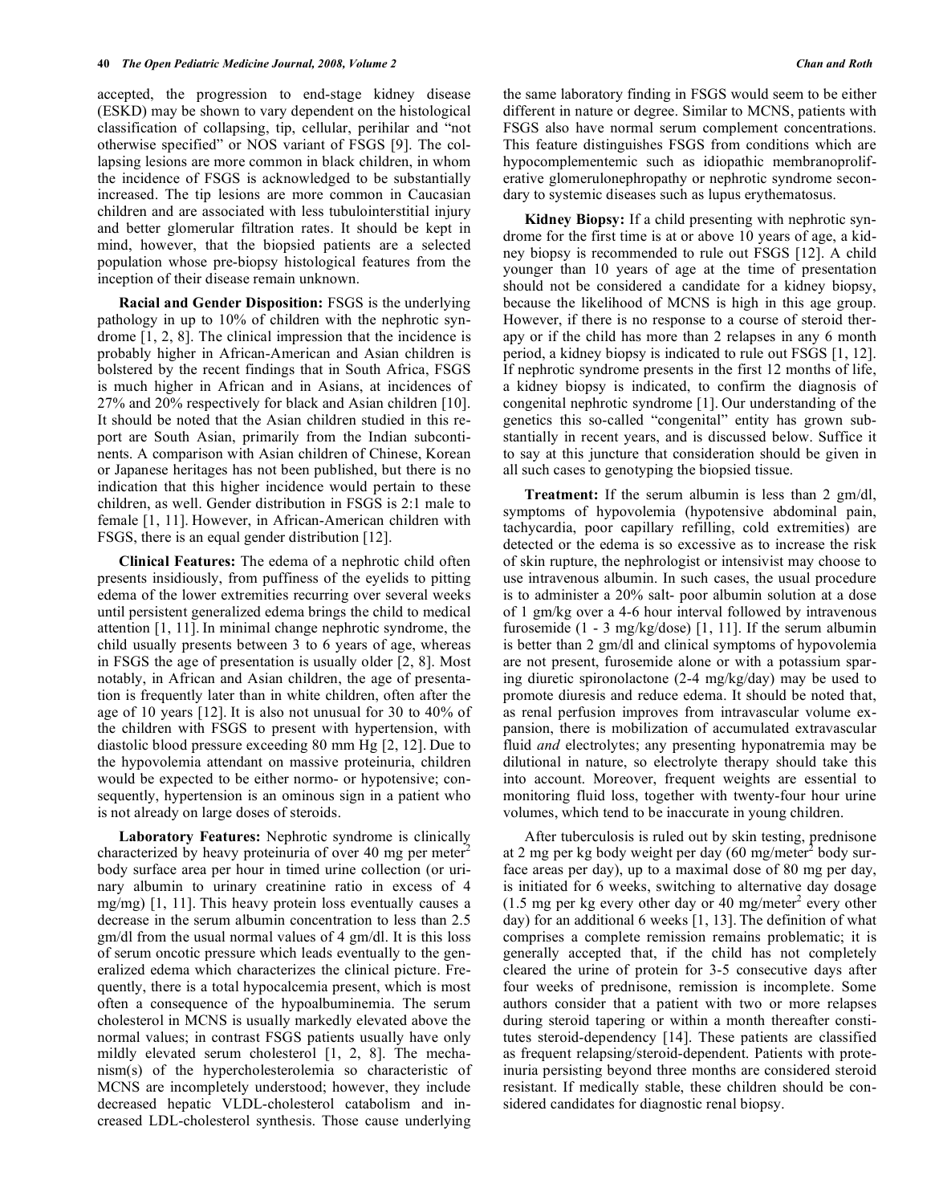accepted, the progression to end-stage kidney disease (ESKD) may be shown to vary dependent on the histological classification of collapsing, tip, cellular, perihilar and "not otherwise specified" or NOS variant of FSGS [9]. The collapsing lesions are more common in black children, in whom the incidence of FSGS is acknowledged to be substantially increased. The tip lesions are more common in Caucasian children and are associated with less tubulointerstitial injury and better glomerular filtration rates. It should be kept in mind, however, that the biopsied patients are a selected population whose pre-biopsy histological features from the inception of their disease remain unknown.

**Racial and Gender Disposition:** FSGS is the underlying pathology in up to 10% of children with the nephrotic syndrome [1, 2, 8]. The clinical impression that the incidence is probably higher in African-American and Asian children is bolstered by the recent findings that in South Africa, FSGS is much higher in African and in Asians, at incidences of 27% and 20% respectively for black and Asian children [10]. It should be noted that the Asian children studied in this report are South Asian, primarily from the Indian subcontinents. A comparison with Asian children of Chinese, Korean or Japanese heritages has not been published, but there is no indication that this higher incidence would pertain to these children, as well. Gender distribution in FSGS is 2:1 male to female [1, 11]. However, in African-American children with FSGS, there is an equal gender distribution [12].

**Clinical Features:** The edema of a nephrotic child often presents insidiously, from puffiness of the eyelids to pitting edema of the lower extremities recurring over several weeks until persistent generalized edema brings the child to medical attention [1, 11]. In minimal change nephrotic syndrome, the child usually presents between 3 to 6 years of age, whereas in FSGS the age of presentation is usually older [2, 8]. Most notably, in African and Asian children, the age of presentation is frequently later than in white children, often after the age of 10 years [12]. It is also not unusual for 30 to 40% of the children with FSGS to present with hypertension, with diastolic blood pressure exceeding 80 mm Hg [2, 12]. Due to the hypovolemia attendant on massive proteinuria, children would be expected to be either normo- or hypotensive; consequently, hypertension is an ominous sign in a patient who is not already on large doses of steroids.

**Laboratory Features:** Nephrotic syndrome is clinically characterized by heavy proteinuria of over 40 mg per meter$^2$ body surface area per hour in timed urine collection (or urinary albumin to urinary creatinine ratio in excess of 4 mg/mg) [1, 11]. This heavy protein loss eventually causes a decrease in the serum albumin concentration to less than 2.5 gm/dl from the usual normal values of 4 gm/dl. It is this loss of serum oncotic pressure which leads eventually to the generalized edema which characterizes the clinical picture. Frequently, there is a total hypocalcemia present, which is most often a consequence of the hypoalbuminemia. The serum cholesterol in MCNS is usually markedly elevated above the normal values; in contrast FSGS patients usually have only mildly elevated serum cholesterol [1, 2, 8]. The mechanism(s) of the hypercholesterolemia so characteristic of MCNS are incompletely understood; however, they include decreased hepatic VLDL-cholesterol catabolism and increased LDL-cholesterol synthesis. Those cause underlying the same laboratory finding in FSGS would seem to be either different in nature or degree. Similar to MCNS, patients with FSGS also have normal serum complement concentrations. This feature distinguishes FSGS from conditions which are hypocomplementemic such as idiopathic membranoproliferative glomerulonephropathy or nephrotic syndrome secondary to systemic diseases such as lupus erythematosus.

**Kidney Biopsy:** If a child presenting with nephrotic syndrome for the first time is at or above 10 years of age, a kidney biopsy is recommended to rule out FSGS [12]. A child younger than 10 years of age at the time of presentation should not be considered a candidate for a kidney biopsy, because the likelihood of MCNS is high in this age group. However, if there is no response to a course of steroid therapy or if the child has more than 2 relapses in any 6 month period, a kidney biopsy is indicated to rule out FSGS [1, 12]. If nephrotic syndrome presents in the first 12 months of life, a kidney biopsy is indicated, to confirm the diagnosis of congenital nephrotic syndrome [1]. Our understanding of the genetics this so-called "congenital" entity has grown substantially in recent years, and is discussed below. Suffice it to say at this juncture that consideration should be given in all such cases to genotyping the biopsied tissue.

**Treatment:** If the serum albumin is less than 2 gm/dl, symptoms of hypovolemia (hypotensive abdominal pain, tachycardia, poor capillary refilling, cold extremities) are detected or the edema is so excessive as to increase the risk of skin rupture, the nephrologist or intensivist may choose to use intravenous albumin. In such cases, the usual procedure is to administer a 20% salt- poor albumin solution at a dose of 1 gm/kg over a 4-6 hour interval followed by intravenous furosemide (1 - 3 mg/kg/dose) [1, 11]. If the serum albumin is better than 2 gm/dl and clinical symptoms of hypovolemia are not present, furosemide alone or with a potassium sparing diuretic spironolactone (2-4 mg/kg/day) may be used to promote diuresis and reduce edema. It should be noted that, as renal perfusion improves from intravascular volume expansion, there is mobilization of accumulated extravascular fluid *and* electrolytes; any presenting hyponatremia may be dilutional in nature, so electrolyte therapy should take this into account. Moreover, frequent weights are essential to monitoring fluid loss, together with twenty-four hour urine volumes, which tend to be inaccurate in young children.

After tuberculosis is ruled out by skin testing, prednisone at 2 mg per kg body weight per day (60 mg/meter$^2$ body surface areas per day), up to a maximal dose of 80 mg per day, is initiated for 6 weeks, switching to alternative day dosage (1.5 mg per kg every other day or 40 mg/meter$^2$ every other day) for an additional 6 weeks [1, 13]. The definition of what comprises a complete remission remains problematic; it is generally accepted that, if the child has not completely cleared the urine of protein for 3-5 consecutive days after four weeks of prednisone, remission is incomplete. Some authors consider that a patient with two or more relapses during steroid tapering or within a month thereafter constitutes steroid-dependency [14]. These patients are classified as frequent relapsing/steroid-dependent. Patients with proteinuria persisting beyond three months are considered steroid resistant. If medically stable, these children should be considered candidates for diagnostic renal biopsy.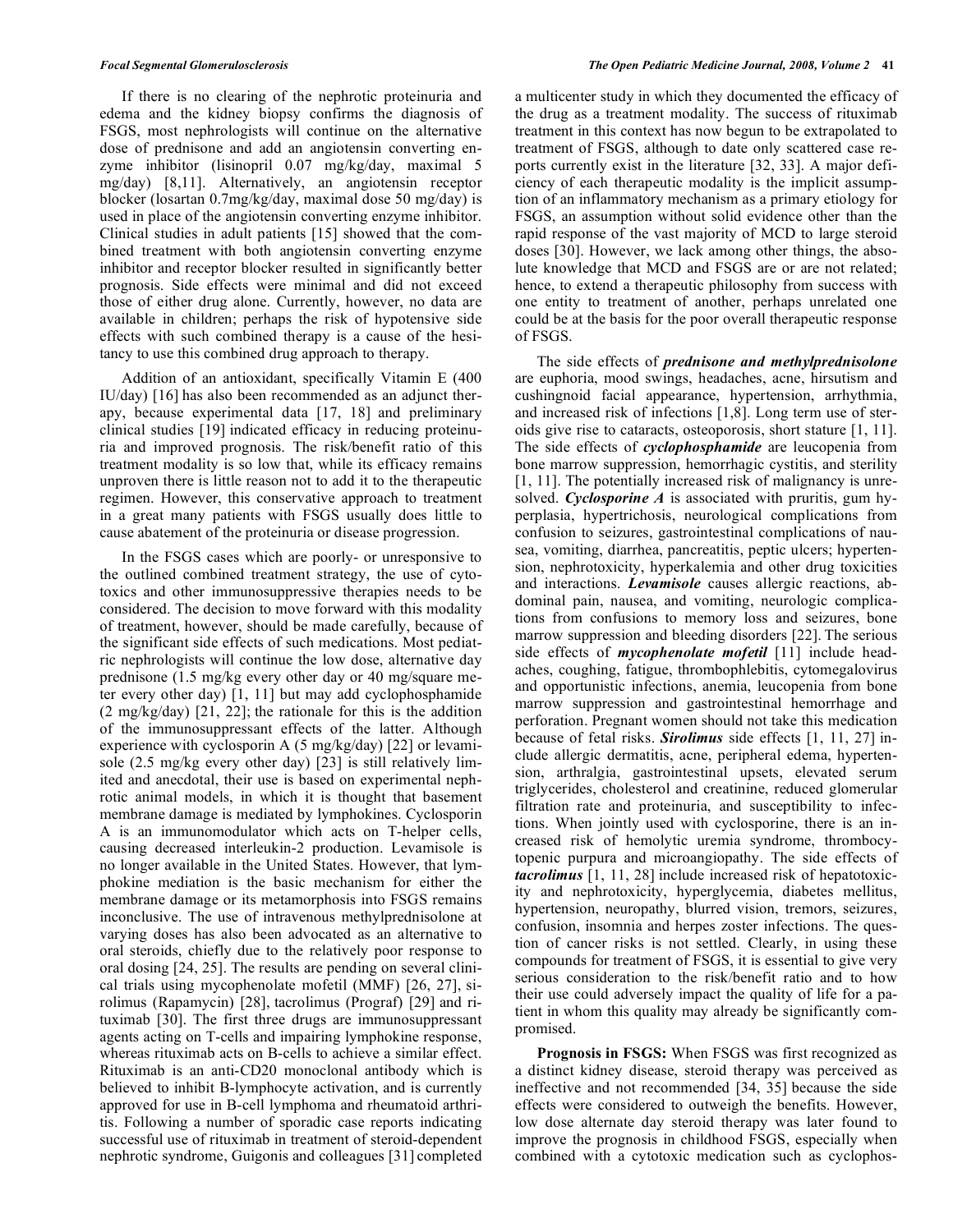If there is no clearing of the nephrotic proteinuria and edema and the kidney biopsy confirms the diagnosis of FSGS, most nephrologists will continue on the alternative dose of prednisone and add an angiotensin converting enzyme inhibitor (lisinopril 0.07 mg/kg/day, maximal 5 mg/day) [8,11]. Alternatively, an angiotensin receptor blocker (losartan 0.7mg/kg/day, maximal dose 50 mg/day) is used in place of the angiotensin converting enzyme inhibitor. Clinical studies in adult patients [15] showed that the combined treatment with both angiotensin converting enzyme inhibitor and receptor blocker resulted in significantly better prognosis. Side effects were minimal and did not exceed those of either drug alone. Currently, however, no data are available in children; perhaps the risk of hypotensive side effects with such combined therapy is a cause of the hesitancy to use this combined drug approach to therapy.

Addition of an antioxidant, specifically Vitamin E (400 IU/day) [16] has also been recommended as an adjunct therapy, because experimental data [17, 18] and preliminary clinical studies [19] indicated efficacy in reducing proteinuria and improved prognosis. The risk/benefit ratio of this treatment modality is so low that, while its efficacy remains unproven there is little reason not to add it to the therapeutic regimen. However, this conservative approach to treatment in a great many patients with FSGS usually does little to cause abatement of the proteinuria or disease progression.

In the FSGS cases which are poorly- or unresponsive to the outlined combined treatment strategy, the use of cytotoxics and other immunosuppressive therapies needs to be considered. The decision to move forward with this modality of treatment, however, should be made carefully, because of the significant side effects of such medications. Most pediatric nephrologists will continue the low dose, alternative day prednisone (1.5 mg/kg every other day or 40 mg/square meter every other day) [1, 11] but may add cyclophosphamide (2 mg/kg/day) [21, 22]; the rationale for this is the addition of the immunosuppressant effects of the latter. Although experience with cyclosporin A (5 mg/kg/day) [22] or levamisole (2.5 mg/kg every other day) [23] is still relatively limited and anecdotal, their use is based on experimental nephrotic animal models, in which it is thought that basement membrane damage is mediated by lymphokines. Cyclosporin A is an immunomodulator which acts on T-helper cells, causing decreased interleukin-2 production. Levamisole is no longer available in the United States. However, that lymphokine mediation is the basic mechanism for either the membrane damage or its metamorphosis into FSGS remains inconclusive. The use of intravenous methylprednisolone at varying doses has also been advocated as an alternative to oral steroids, chiefly due to the relatively poor response to oral dosing [24, 25]. The results are pending on several clinical trials using mycophenolate mofetil (MMF) [26, 27], sirolimus (Rapamycin) [28], tacrolimus (Prograf) [29] and rituximab [30]. The first three drugs are immunosuppressant agents acting on T-cells and impairing lymphokine response, whereas rituximab acts on B-cells to achieve a similar effect. Rituximab is an anti-CD20 monoclonal antibody which is believed to inhibit B-lymphocyte activation, and is currently approved for use in B-cell lymphoma and rheumatoid arthritis. Following a number of sporadic case reports indicating successful use of rituximab in treatment of steroid-dependent nephrotic syndrome, Guigonis and colleagues [31] completed a multicenter study in which they documented the efficacy of the drug as a treatment modality. The success of rituximab treatment in this context has now begun to be extrapolated to treatment of FSGS, although to date only scattered case reports currently exist in the literature [32, 33]. A major deficiency of each therapeutic modality is the implicit assumption of an inflammatory mechanism as a primary etiology for FSGS, an assumption without solid evidence other than the rapid response of the vast majority of MCD to large steroid doses [30]. However, we lack among other things, the absolute knowledge that MCD and FSGS are or are not related; hence, to extend a therapeutic philosophy from success with one entity to treatment of another, perhaps unrelated one could be at the basis for the poor overall therapeutic response of FSGS.

The side effects of ***prednisone and methylprednisolone*** are euphoria, mood swings, headaches, acne, hirsutism and cushingnoid facial appearance, hypertension, arrhythmia, and increased risk of infections [1,8]. Long term use of steroids give rise to cataracts, osteoporosis, short stature [1, 11]. The side effects of ***cyclophosphamide*** are leucopenia from bone marrow suppression, hemorrhagic cystitis, and sterility [1, 11]. The potentially increased risk of malignancy is unresolved. ***Cyclosporine A*** is associated with pruritis, gum hyperplasia, hypertrichosis, neurological complications from confusion to seizures, gastrointestinal complications of nausea, vomiting, diarrhea, pancreatitis, peptic ulcers; hypertension, nephrotoxicity, hyperkalemia and other drug toxicities and interactions. ***Levamisole*** causes allergic reactions, abdominal pain, nausea, and vomiting, neurologic complications from confusions to memory loss and seizures, bone marrow suppression and bleeding disorders [22]. The serious side effects of ***mycophenolate mofetil*** [11] include headaches, coughing, fatigue, thrombophlebitis, cytomegalovirus and opportunistic infections, anemia, leucopenia from bone marrow suppression and gastrointestinal hemorrhage and perforation. Pregnant women should not take this medication because of fetal risks. ***Sirolimus*** side effects [1, 11, 27] include allergic dermatitis, acne, peripheral edema, hypertension, arthralgia, gastrointestinal upsets, elevated serum triglycerides, cholesterol and creatinine, reduced glomerular filtration rate and proteinuria, and susceptibility to infections. When jointly used with cyclosporine, there is an increased risk of hemolytic uremia syndrome, thrombocytopenic purpura and microangiopathy. The side effects of ***tacrolimus*** [1, 11, 28] include increased risk of hepatotoxicity and nephrotoxicity, hyperglycemia, diabetes mellitus, hypertension, neuropathy, blurred vision, tremors, seizures, confusion, insomnia and herpes zoster infections. The question of cancer risks is not settled. Clearly, in using these compounds for treatment of FSGS, it is essential to give very serious consideration to the risk/benefit ratio and to how their use could adversely impact the quality of life for a patient in whom this quality may already be significantly compromised.

**Prognosis in FSGS:** When FSGS was first recognized as a distinct kidney disease, steroid therapy was perceived as ineffective and not recommended [34, 35] because the side effects were considered to outweigh the benefits. However, low dose alternate day steroid therapy was later found to improve the prognosis in childhood FSGS, especially when combined with a cytotoxic medication such as cyclophos-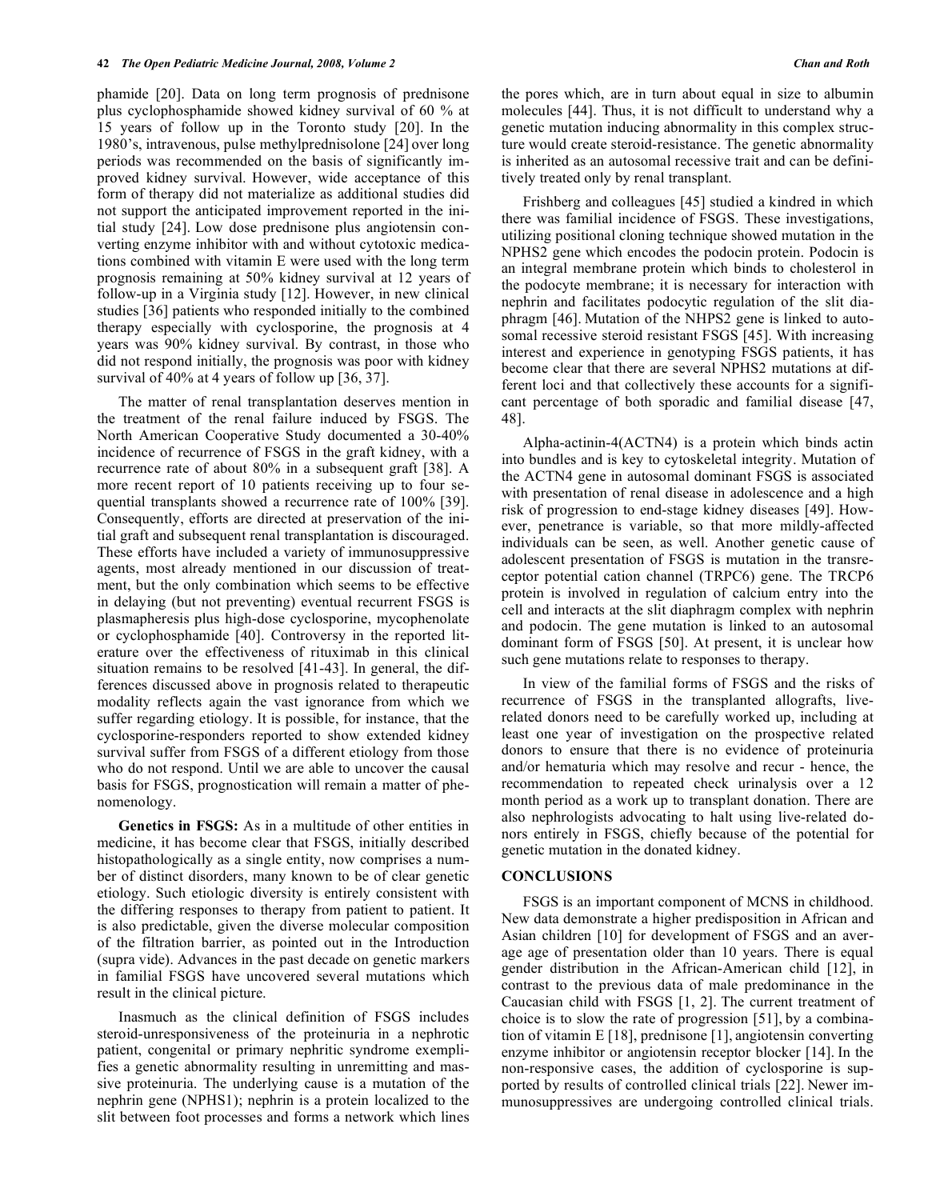phamide [20]. Data on long term prognosis of prednisone plus cyclophosphamide showed kidney survival of 60 % at 15 years of follow up in the Toronto study [20]. In the 1980's, intravenous, pulse methylprednisolone [24] over long periods was recommended on the basis of significantly improved kidney survival. However, wide acceptance of this form of therapy did not materialize as additional studies did not support the anticipated improvement reported in the initial study [24]. Low dose prednisone plus angiotensin converting enzyme inhibitor with and without cytotoxic medications combined with vitamin E were used with the long term prognosis remaining at 50% kidney survival at 12 years of follow-up in a Virginia study [12]. However, in new clinical studies [36] patients who responded initially to the combined therapy especially with cyclosporine, the prognosis at 4 years was 90% kidney survival. By contrast, in those who did not respond initially, the prognosis was poor with kidney survival of 40% at 4 years of follow up [36, 37].

The matter of renal transplantation deserves mention in the treatment of the renal failure induced by FSGS. The North American Cooperative Study documented a 30-40% incidence of recurrence of FSGS in the graft kidney, with a recurrence rate of about 80% in a subsequent graft [38]. A more recent report of 10 patients receiving up to four sequential transplants showed a recurrence rate of 100% [39]. Consequently, efforts are directed at preservation of the initial graft and subsequent renal transplantation is discouraged. These efforts have included a variety of immunosuppressive agents, most already mentioned in our discussion of treatment, but the only combination which seems to be effective in delaying (but not preventing) eventual recurrent FSGS is plasmapheresis plus high-dose cyclosporine, mycophenolate or cyclophosphamide [40]. Controversy in the reported literature over the effectiveness of rituximab in this clinical situation remains to be resolved [41-43]. In general, the differences discussed above in prognosis related to therapeutic modality reflects again the vast ignorance from which we suffer regarding etiology. It is possible, for instance, that the cyclosporine-responders reported to show extended kidney survival suffer from FSGS of a different etiology from those who do not respond. Until we are able to uncover the causal basis for FSGS, prognostication will remain a matter of phenomenology.

**Genetics in FSGS:** As in a multitude of other entities in medicine, it has become clear that FSGS, initially described histopathologically as a single entity, now comprises a number of distinct disorders, many known to be of clear genetic etiology. Such etiologic diversity is entirely consistent with the differing responses to therapy from patient to patient. It is also predictable, given the diverse molecular composition of the filtration barrier, as pointed out in the Introduction (supra vide). Advances in the past decade on genetic markers in familial FSGS have uncovered several mutations which result in the clinical picture.

Inasmuch as the clinical definition of FSGS includes steroid-unresponsiveness of the proteinuria in a nephrotic patient, congenital or primary nephritic syndrome exemplifies a genetic abnormality resulting in unremitting and massive proteinuria. The underlying cause is a mutation of the nephrin gene (NPHS1); nephrin is a protein localized to the slit between foot processes and forms a network which lines the pores which, are in turn about equal in size to albumin molecules [44]. Thus, it is not difficult to understand why a genetic mutation inducing abnormality in this complex structure would create steroid-resistance. The genetic abnormality is inherited as an autosomal recessive trait and can be definitively treated only by renal transplant.

Frishberg and colleagues [45] studied a kindred in which there was familial incidence of FSGS. These investigations, utilizing positional cloning technique showed mutation in the NPHS2 gene which encodes the podocin protein. Podocin is an integral membrane protein which binds to cholesterol in the podocyte membrane; it is necessary for interaction with nephrin and facilitates podocytic regulation of the slit diaphragm [46]. Mutation of the NHPS2 gene is linked to autosomal recessive steroid resistant FSGS [45]. With increasing interest and experience in genotyping FSGS patients, it has become clear that there are several NPHS2 mutations at different loci and that collectively these accounts for a significant percentage of both sporadic and familial disease [47, 48].

Alpha-actinin-4(ACTN4) is a protein which binds actin into bundles and is key to cytoskeletal integrity. Mutation of the ACTN4 gene in autosomal dominant FSGS is associated with presentation of renal disease in adolescence and a high risk of progression to end-stage kidney diseases [49]. However, penetrance is variable, so that more mildly-affected individuals can be seen, as well. Another genetic cause of adolescent presentation of FSGS is mutation in the transreceptor potential cation channel (TRPC6) gene. The TRCP6 protein is involved in regulation of calcium entry into the cell and interacts at the slit diaphragm complex with nephrin and podocin. The gene mutation is linked to an autosomal dominant form of FSGS [50]. At present, it is unclear how such gene mutations relate to responses to therapy.

In view of the familial forms of FSGS and the risks of recurrence of FSGS in the transplanted allografts, live-related donors need to be carefully worked up, including at least one year of investigation on the prospective related donors to ensure that there is no evidence of proteinuria and/or hematuria which may resolve and recur - hence, the recommendation to repeated check urinalysis over a 12 month period as a work up to transplant donation. There are also nephrologists advocating to halt using live-related donors entirely in FSGS, chiefly because of the potential for genetic mutation in the donated kidney.

## CONCLUSIONS

FSGS is an important component of MCNS in childhood. New data demonstrate a higher predisposition in African and Asian children [10] for development of FSGS and an average age of presentation older than 10 years. There is equal gender distribution in the African-American child [12], in contrast to the previous data of male predominance in the Caucasian child with FSGS [1, 2]. The current treatment of choice is to slow the rate of progression [51], by a combination of vitamin E [18], prednisone [1], angiotensin converting enzyme inhibitor or angiotensin receptor blocker [14]. In the non-responsive cases, the addition of cyclosporine is supported by results of controlled clinical trials [22]. Newer immunosuppressives are undergoing controlled clinical trials.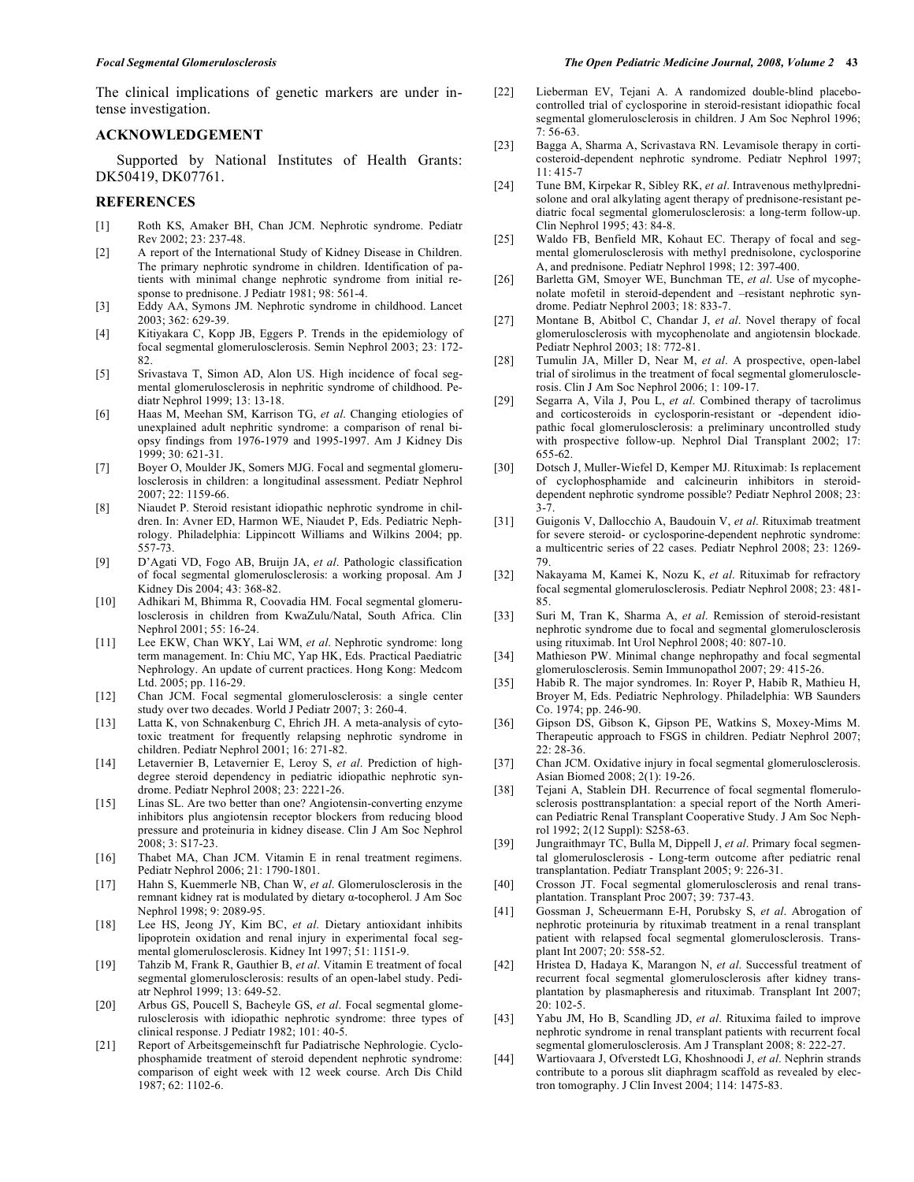The clinical implications of genetic markers are under intense investigation.

## ACKNOWLEDGEMENT

Supported by National Institutes of Health Grants: DK50419, DK07761.

## REFERENCES

[1] Roth KS, Amaker BH, Chan JCM. Nephrotic syndrome. Pediatr Rev 2002; 23: 237-48.

[2] A report of the International Study of Kidney Disease in Children. The primary nephrotic syndrome in children. Identification of patients with minimal change nephrotic syndrome from initial response to prednisone. J Pediatr 1981; 98: 561-4.

[3] Eddy AA, Symons JM. Nephrotic syndrome in childhood. Lancet 2003; 362: 629-39.

[4] Kitiyakara C, Kopp JB, Eggers P. Trends in the epidemiology of focal segmental glomerulosclerosis. Semin Nephrol 2003; 23: 172-82.

[5] Srivastava T, Simon AD, Alon US. High incidence of focal segmental glomerulosclerosis in nephritic syndrome of childhood. Pediatr Nephrol 1999; 13: 13-18.

[6] Haas M, Meehan SM, Karrison TG, *et al*. Changing etiologies of unexplained adult nephritic syndrome: a comparison of renal biopsy findings from 1976-1979 and 1995-1997. Am J Kidney Dis 1999; 30: 621-31.

[7] Boyer O, Moulder JK, Somers MJG. Focal and segmental glomerulosclerosis in children: a longitudinal assessment. Pediatr Nephrol 2007; 22: 1159-66.

[8] Niaudet P. Steroid resistant idiopathic nephrotic syndrome in children. In: Avner ED, Harmon WE, Niaudet P, Eds. Pediatric Nephrology. Philadelphia: Lippincott Williams and Wilkins 2004; pp. 557-73.

[9] D'Agati VD, Fogo AB, Bruijn JA, *et al*. Pathologic classification of focal segmental glomerulosclerosis: a working proposal. Am J Kidney Dis 2004; 43: 368-82.

[10] Adhikari M, Bhimma R, Coovadia HM. Focal segmental glomerulosclerosis in children from KwaZulu/Natal, South Africa. Clin Nephrol 2001; 55: 16-24.

[11] Lee EKW, Chan WKY, Lai WM, *et al*. Nephrotic syndrome: long term management. In: Chiu MC, Yap HK, Eds. Practical Paediatric Nephrology. An update of current practices. Hong Kong: Medcom Ltd. 2005; pp. 116-29.

[12] Chan JCM. Focal segmental glomerulosclerosis: a single center study over two decades. World J Pediatr 2007; 3: 260-4.

[13] Latta K, von Schnakenburg C, Ehrich JH. A meta-analysis of cytotoxic treatment for frequently relapsing nephrotic syndrome in children. Pediatr Nephrol 2001; 16: 271-82.

[14] Letavernier B, Letavernier E, Leroy S, *et al*. Prediction of high-degree steroid dependency in pediatric idiopathic nephrotic syndrome. Pediatr Nephrol 2008; 23: 2221-26.

[15] Linas SL. Are two better than one? Angiotensin-converting enzyme inhibitors plus angiotensin receptor blockers from reducing blood pressure and proteinuria in kidney disease. Clin J Am Soc Nephrol 2008; 3: S17-23.

[16] Thabet MA, Chan JCM. Vitamin E in renal treatment regimens. Pediatr Nephrol 2006; 21: 1790-1801.

[17] Hahn S, Kuemmerle NB, Chan W, *et al*. Glomerulosclerosis in the remnant kidney rat is modulated by dietary α-tocopherol. J Am Soc Nephrol 1998; 9: 2089-95.

[18] Lee HS, Jeong JY, Kim BC, *et al*. Dietary antioxidant inhibits lipoprotein oxidation and renal injury in experimental focal segmental glomerulosclerosis. Kidney Int 1997; 51: 1151-9.

[19] Tahzib M, Frank R, Gauthier B, *et al*. Vitamin E treatment of focal segmental glomerulosclerosis: results of an open-label study. Pediatr Nephrol 1999; 13: 649-52.

[20] Arbus GS, Poucell S, Bacheyle GS, *et al*. Focal segmental glomerulosclerosis with idiopathic nephrotic syndrome: three types of clinical response. J Pediatr 1982; 101: 40-5.

[21] Report of Arbeitsgemeinschft fur Padiatrische Nephrologie. Cyclophosphamide treatment of steroid dependent nephrotic syndrome: comparison of eight week with 12 week course. Arch Dis Child 1987; 62: 1102-6.

[22] Lieberman EV, Tejani A. A randomized double-blind placebo-controlled trial of cyclosporine in steroid-resistant idiopathic focal segmental glomerulosclerosis in children. J Am Soc Nephrol 1996; 7: 56-63.

[23] Bagga A, Sharma A, Scrivastava RN. Levamisole therapy in corticosteroid-dependent nephrotic syndrome. Pediatr Nephrol 1997; 11: 415-7

[24] Tune BM, Kirpekar R, Sibley RK, *et al*. Intravenous methylprednisolone and oral alkylating agent therapy of prednisone-resistant pediatric focal segmental glomerulosclerosis: a long-term follow-up. Clin Nephrol 1995; 43: 84-8.

[25] Waldo FB, Benfield MR, Kohaut EC. Therapy of focal and segmental glomerulosclerosis with methyl prednisolone, cyclosporine A, and prednisone. Pediatr Nephrol 1998; 12: 397-400.

[26] Barletta GM, Smoyer WE, Bunchman TE, *et al*. Use of mycophenolate mofetil in steroid-dependent and –resistant nephrotic syndrome. Pediatr Nephrol 2003; 18: 833-7.

[27] Montane B, Abitbol C, Chandar J, *et al*. Novel therapy of focal glomerulosclerosis with mycophenolate and angiotensin blockade. Pediatr Nephrol 2003; 18: 772-81.

[28] Tumulin JA, Miller D, Near M, *et al*. A prospective, open-label trial of sirolimus in the treatment of focal segmental glomerulosclerosis. Clin J Am Soc Nephrol 2006; 1: 109-17.

[29] Segarra A, Vila J, Pou L, *et al*. Combined therapy of tacrolimus and corticosteroids in cyclosporin-resistant or -dependent idiopathic focal glomerulosclerosis: a preliminary uncontrolled study with prospective follow-up. Nephrol Dial Transplant 2002; 17: 655-62.

[30] Dotsch J, Muller-Wiefel D, Kemper MJ. Rituximab: Is replacement of cyclophosphamide and calcineurin inhibitors in steroid-dependent nephrotic syndrome possible? Pediatr Nephrol 2008; 23: 3-7.

[31] Guigonis V, Dallocchio A, Baudouin V, *et al*. Rituximab treatment for severe steroid- or cyclosporine-dependent nephrotic syndrome: a multicentric series of 22 cases. Pediatr Nephrol 2008; 23: 1269-79.

[32] Nakayama M, Kamei K, Nozu K, *et al*. Rituximab for refractory focal segmental glomerulosclerosis. Pediatr Nephrol 2008; 23: 481-85.

[33] Suri M, Tran K, Sharma A, *et al*. Remission of steroid-resistant nephrotic syndrome due to focal and segmental glomerulosclerosis using rituximab. Int Urol Nephrol 2008; 40: 807-10.

[34] Mathieson PW. Minimal change nephropathy and focal segmental glomerulosclerosis. Semin Immunopathol 2007; 29: 415-26.

[35] Habib R. The major syndromes. In: Royer P, Habib R, Mathieu H, Broyer M, Eds. Pediatric Nephrology. Philadelphia: WB Saunders Co. 1974; pp. 246-90.

[36] Gipson DS, Gibson K, Gipson PE, Watkins S, Moxey-Mims M. Therapeutic approach to FSGS in children. Pediatr Nephrol 2007; 22: 28-36.

[37] Chan JCM. Oxidative injury in focal segmental glomerulosclerosis. Asian Biomed 2008; 2(1): 19-26.

[38] Tejani A, Stablein DH. Recurrence of focal segmental flomerulosclerosis posttransplantation: a special report of the North American Pediatric Renal Transplant Cooperative Study. J Am Soc Nephrol 1992; 2(12 Suppl): S258-63.

[39] Jungraithmayr TC, Bulla M, Dippell J, *et al*. Primary focal segmental glomerulosclerosis - Long-term outcome after pediatric renal transplantation. Pediatr Transplant 2005; 9: 226-31.

[40] Crosson JT. Focal segmental glomerulosclerosis and renal transplantation. Transplant Proc 2007; 39: 737-43.

[41] Gossman J, Scheuermann E-H, Porubsky S, *et al*. Abrogation of nephrotic proteinuria by rituximab treatment in a renal transplant patient with relapsed focal segmental glomerulosclerosis. Transplant Int 2007; 20: 558-52.

[42] Hristea D, Hadaya K, Marangon N, *et al*. Successful treatment of recurrent focal segmental glomerulosclerosis after kidney transplantation by plasmapheresis and rituximab. Transplant Int 2007; 20: 102-5.

[43] Yabu JM, Ho B, Scandling JD, *et al*. Rituxima failed to improve nephrotic syndrome in renal transplant patients with recurrent focal segmental glomerulosclerosis. Am J Transplant 2008; 8: 222-27.

[44] Wartiovaara J, Ofverstedt LG, Khoshnoodi J, *et al*. Nephrin strands contribute to a porous slit diaphragm scaffold as revealed by electron tomography. J Clin Invest 2004; 114: 1475-83.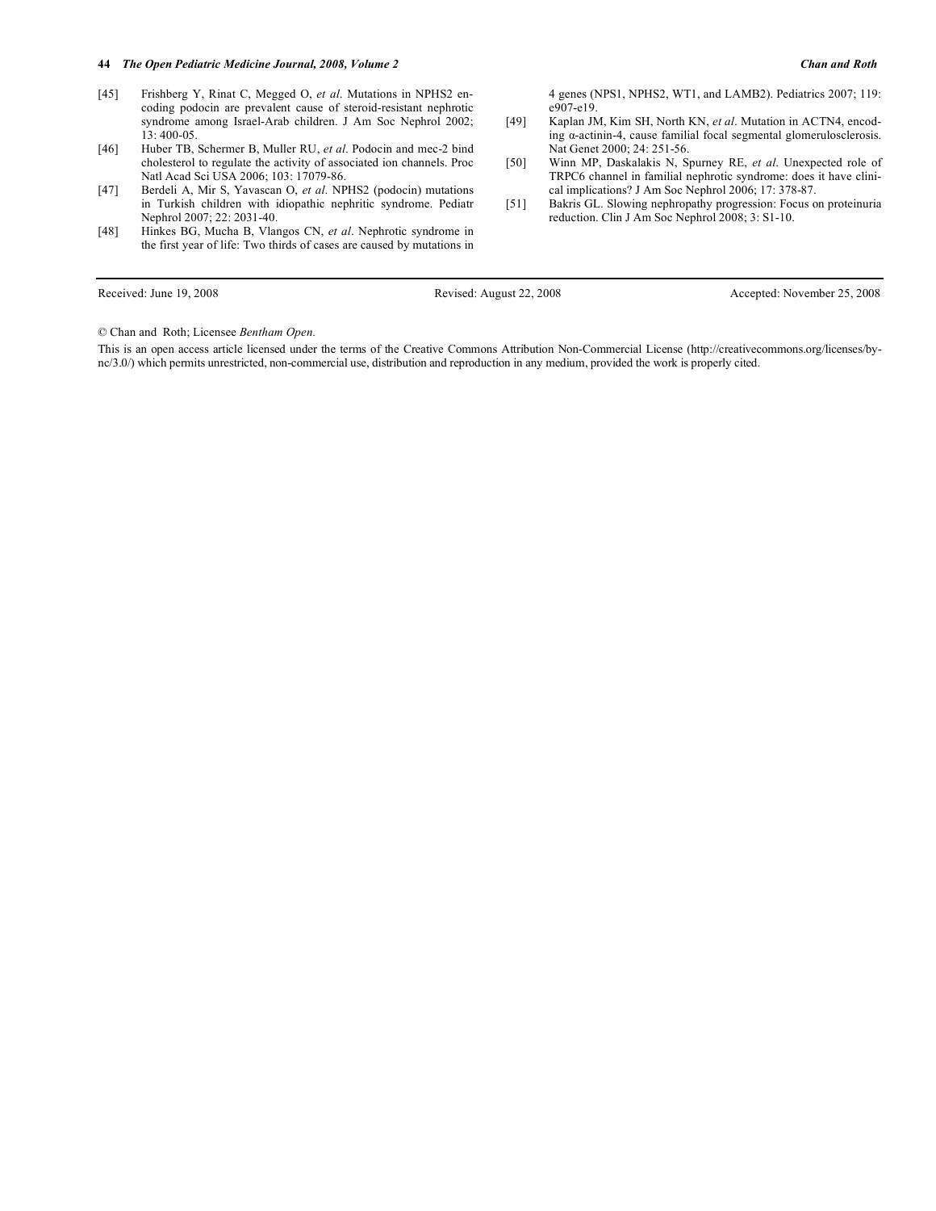[45] Frishberg Y, Rinat C, Megged O, *et al*. Mutations in NPHS2 encoding podocin are prevalent cause of steroid-resistant nephrotic syndrome among Israel-Arab children. J Am Soc Nephrol 2002; 13: 400-05.

[46] Huber TB, Schermer B, Muller RU, *et al*. Podocin and mec-2 bind cholesterol to regulate the activity of associated ion channels. Proc Natl Acad Sci USA 2006; 103: 17079-86.

[47] Berdeli A, Mir S, Yavascan O, *et al*. NPHS2 (podocin) mutations in Turkish children with idiopathic nephritic syndrome. Pediatr Nephrol 2007; 22: 2031-40.

[48] Hinkes BG, Mucha B, Vlangos CN, *et al*. Nephrotic syndrome in the first year of life: Two thirds of cases are caused by mutations in 4 genes (NPS1, NPHS2, WT1, and LAMB2). Pediatrics 2007; 119: e907-e19.

[49] Kaplan JM, Kim SH, North KN, *et al*. Mutation in ACTN4, encoding α-actinin-4, cause familial focal segmental glomerulosclerosis. Nat Genet 2000; 24: 251-56.

[50] Winn MP, Daskalakis N, Spurney RE, *et al*. Unexpected role of TRPC6 channel in familial nephrotic syndrome: does it have clinical implications? J Am Soc Nephrol 2006; 17: 378-87.

[51] Bakris GL. Slowing nephropathy progression: Focus on proteinuria reduction. Clin J Am Soc Nephrol 2008; 3: S1-10.

Received: June 19, 2008 Revised: August 22, 2008 Accepted: November 25, 2008

© Chan and Roth; Licensee *Bentham Open.*

This is an open access article licensed under the terms of the Creative Commons Attribution Non-Commercial License (http://creativecommons.org/licenses/by-nc/3.0/) which permits unrestricted, non-commercial use, distribution and reproduction in any medium, provided the work is properly cited.